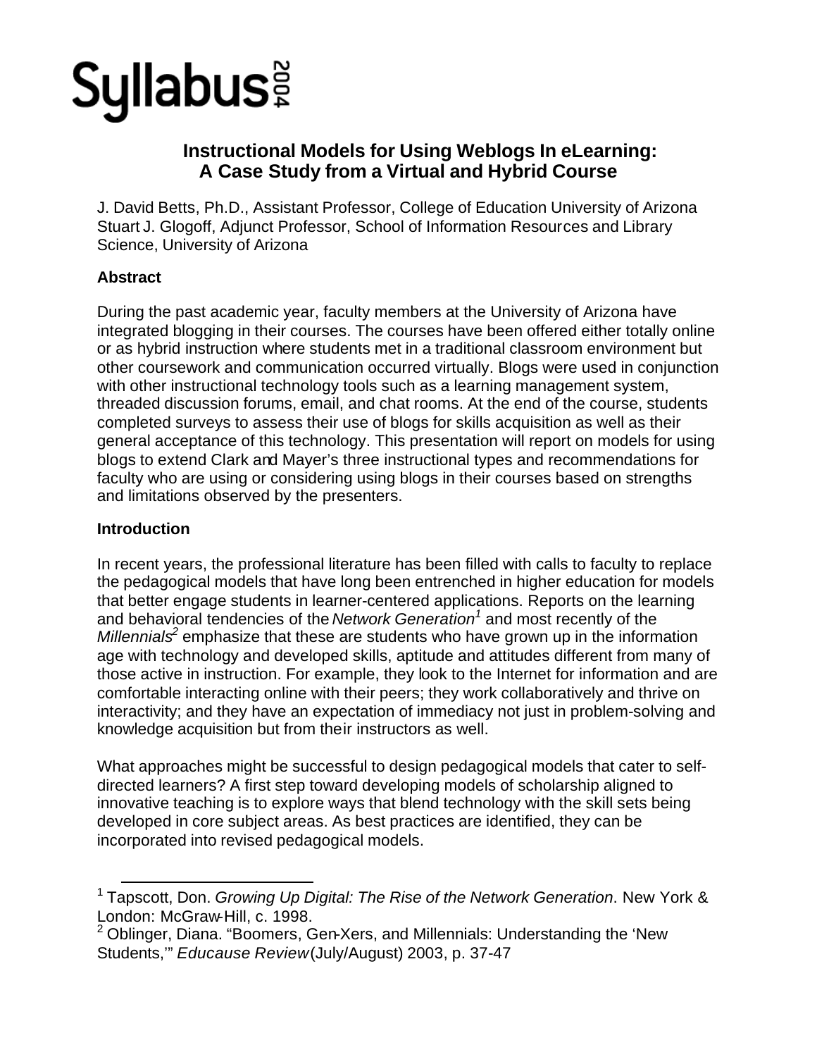Syllabus 2004

# Instructional Models for Using Weblogs In eLearning: A Case Study from a Virtual and Hybrid Course

J. David Betts, Ph.D., Assistant Professor, College of Education University of Arizona
Stuart J. Glogoff, Adjunct Professor, School of Information Resources and Library Science, University of Arizona

## Abstract

During the past academic year, faculty members at the University of Arizona have integrated blogging in their courses. The courses have been offered either totally online or as hybrid instruction where students met in a traditional classroom environment but other coursework and communication occurred virtually. Blogs were used in conjunction with other instructional technology tools such as a learning management system, threaded discussion forums, email, and chat rooms. At the end of the course, students completed surveys to assess their use of blogs for skills acquisition as well as their general acceptance of this technology. This presentation will report on models for using blogs to extend Clark and Mayer's three instructional types and recommendations for faculty who are using or considering using blogs in their courses based on strengths and limitations observed by the presenters.

## Introduction

In recent years, the professional literature has been filled with calls to faculty to replace the pedagogical models that have long been entrenched in higher education for models that better engage students in learner-centered applications. Reports on the learning and behavioral tendencies of the *Network Generation*[1] and most recently of the *Millennials*[2] emphasize that these are students who have grown up in the information age with technology and developed skills, aptitude and attitudes different from many of those active in instruction. For example, they look to the Internet for information and are comfortable interacting online with their peers; they work collaboratively and thrive on interactivity; and they have an expectation of immediacy not just in problem-solving and knowledge acquisition but from their instructors as well.

What approaches might be successful to design pedagogical models that cater to self-directed learners? A first step toward developing models of scholarship aligned to innovative teaching is to explore ways that blend technology with the skill sets being developed in core subject areas. As best practices are identified, they can be incorporated into revised pedagogical models.

---

[1] Tapscott, Don. *Growing Up Digital: The Rise of the Network Generation*. New York & London: McGraw-Hill, c. 1998.

[2] Oblinger, Diana. "Boomers, Gen-Xers, and Millennials: Understanding the 'New Students,'" *Educause Review* (July/August) 2003, p. 37-47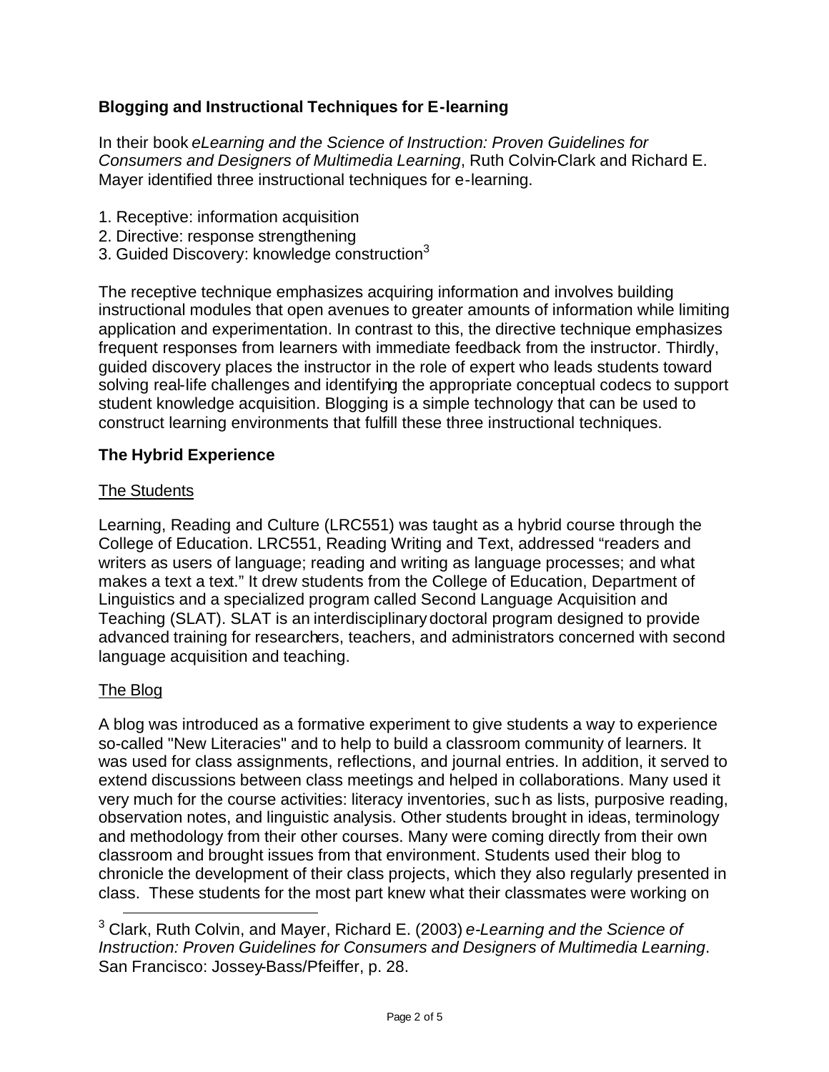**Blogging and Instructional Techniques for E-learning**

In their book *eLearning and the Science of Instruction: Proven Guidelines for Consumers and Designers of Multimedia Learning*, Ruth Colvin-Clark and Richard E. Mayer identified three instructional techniques for e-learning.

1. Receptive: information acquisition
2. Directive: response strengthening
3. Guided Discovery: knowledge construction[3]

The receptive technique emphasizes acquiring information and involves building instructional modules that open avenues to greater amounts of information while limiting application and experimentation. In contrast to this, the directive technique emphasizes frequent responses from learners with immediate feedback from the instructor. Thirdly, guided discovery places the instructor in the role of expert who leads students toward solving real-life challenges and identifying the appropriate conceptual codecs to support student knowledge acquisition. Blogging is a simple technology that can be used to construct learning environments that fulfill these three instructional techniques.

**The Hybrid Experience**

The Students

Learning, Reading and Culture (LRC551) was taught as a hybrid course through the College of Education. LRC551, Reading Writing and Text, addressed "readers and writers as users of language; reading and writing as language processes; and what makes a text a text." It drew students from the College of Education, Department of Linguistics and a specialized program called Second Language Acquisition and Teaching (SLAT). SLAT is an interdisciplinary doctoral program designed to provide advanced training for researchers, teachers, and administrators concerned with second language acquisition and teaching.

The Blog

A blog was introduced as a formative experiment to give students a way to experience so-called "New Literacies" and to help to build a classroom community of learners. It was used for class assignments, reflections, and journal entries. In addition, it served to extend discussions between class meetings and helped in collaborations. Many used it very much for the course activities: literacy inventories, such as lists, purposive reading, observation notes, and linguistic analysis. Other students brought in ideas, terminology and methodology from their other courses. Many were coming directly from their own classroom and brought issues from that environment. Students used their blog to chronicle the development of their class projects, which they also regularly presented in class. These students for the most part knew what their classmates were working on

---

[3] Clark, Ruth Colvin, and Mayer, Richard E. (2003) *e-Learning and the Science of Instruction: Proven Guidelines for Consumers and Designers of Multimedia Learning*. San Francisco: Jossey-Bass/Pfeiffer, p. 28.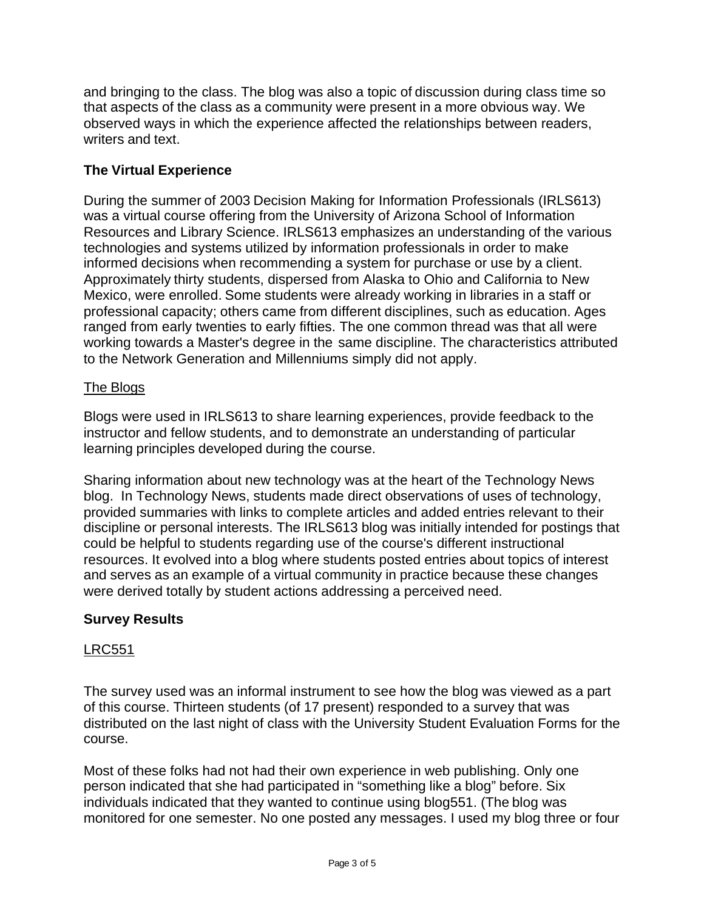and bringing to the class. The blog was also a topic of discussion during class time so that aspects of the class as a community were present in a more obvious way. We observed ways in which the experience affected the relationships between readers, writers and text.

## The Virtual Experience

During the summer of 2003 Decision Making for Information Professionals (IRLS613) was a virtual course offering from the University of Arizona School of Information Resources and Library Science. IRLS613 emphasizes an understanding of the various technologies and systems utilized by information professionals in order to make informed decisions when recommending a system for purchase or use by a client. Approximately thirty students, dispersed from Alaska to Ohio and California to New Mexico, were enrolled. Some students were already working in libraries in a staff or professional capacity; others came from different disciplines, such as education. Ages ranged from early twenties to early fifties. The one common thread was that all were working towards a Master's degree in the same discipline. The characteristics attributed to the Network Generation and Millenniums simply did not apply.

### The Blogs

Blogs were used in IRLS613 to share learning experiences, provide feedback to the instructor and fellow students, and to demonstrate an understanding of particular learning principles developed during the course.

Sharing information about new technology was at the heart of the Technology News blog. In Technology News, students made direct observations of uses of technology, provided summaries with links to complete articles and added entries relevant to their discipline or personal interests. The IRLS613 blog was initially intended for postings that could be helpful to students regarding use of the course's different instructional resources. It evolved into a blog where students posted entries about topics of interest and serves as an example of a virtual community in practice because these changes were derived totally by student actions addressing a perceived need.

## Survey Results

### LRC551

The survey used was an informal instrument to see how the blog was viewed as a part of this course. Thirteen students (of 17 present) responded to a survey that was distributed on the last night of class with the University Student Evaluation Forms for the course.

Most of these folks had not had their own experience in web publishing. Only one person indicated that she had participated in "something like a blog" before. Six individuals indicated that they wanted to continue using blog551. (The blog was monitored for one semester. No one posted any messages. I used my blog three or four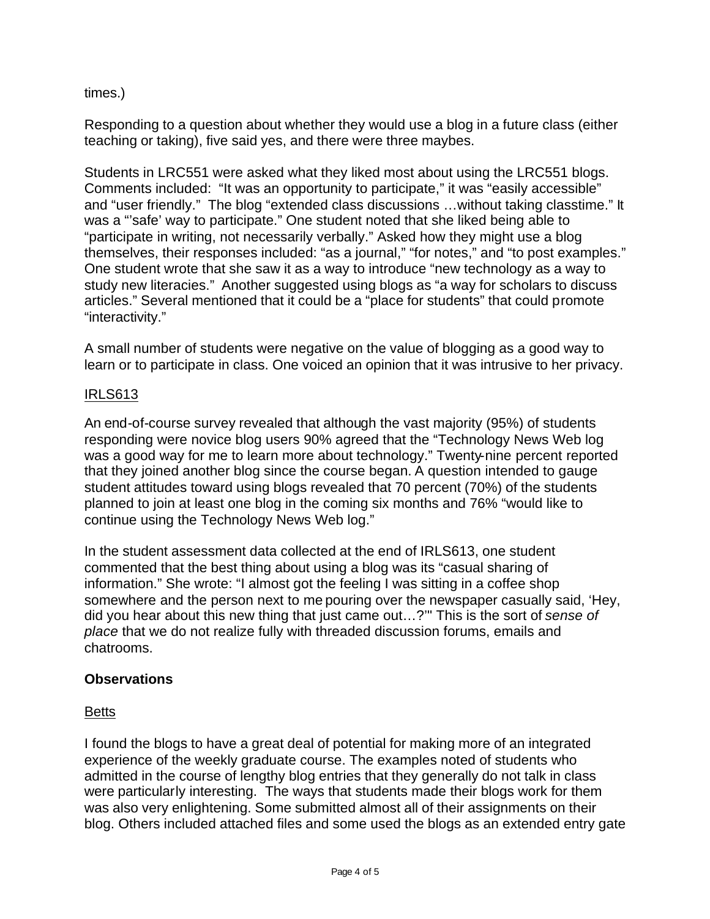times.)

Responding to a question about whether they would use a blog in a future class (either teaching or taking), five said yes, and there were three maybes.

Students in LRC551 were asked what they liked most about using the LRC551 blogs. Comments included: "It was an opportunity to participate," it was "easily accessible" and "user friendly." The blog "extended class discussions …without taking classtime." It was a "'safe' way to participate." One student noted that she liked being able to "participate in writing, not necessarily verbally." Asked how they might use a blog themselves, their responses included: "as a journal," "for notes," and "to post examples." One student wrote that she saw it as a way to introduce "new technology as a way to study new literacies." Another suggested using blogs as "a way for scholars to discuss articles." Several mentioned that it could be a "place for students" that could promote "interactivity."

A small number of students were negative on the value of blogging as a good way to learn or to participate in class. One voiced an opinion that it was intrusive to her privacy.

IRLS613

An end-of-course survey revealed that although the vast majority (95%) of students responding were novice blog users 90% agreed that the "Technology News Web log was a good way for me to learn more about technology." Twenty-nine percent reported that they joined another blog since the course began. A question intended to gauge student attitudes toward using blogs revealed that 70 percent (70%) of the students planned to join at least one blog in the coming six months and 76% "would like to continue using the Technology News Web log."

In the student assessment data collected at the end of IRLS613, one student commented that the best thing about using a blog was its "casual sharing of information." She wrote: "I almost got the feeling I was sitting in a coffee shop somewhere and the person next to me pouring over the newspaper casually said, 'Hey, did you hear about this new thing that just came out…?'" This is the sort of *sense of place* that we do not realize fully with threaded discussion forums, emails and chatrooms.

## Observations

Betts

I found the blogs to have a great deal of potential for making more of an integrated experience of the weekly graduate course. The examples noted of students who admitted in the course of lengthy blog entries that they generally do not talk in class were particularly interesting. The ways that students made their blogs work for them was also very enlightening. Some submitted almost all of their assignments on their blog. Others included attached files and some used the blogs as an extended entry gate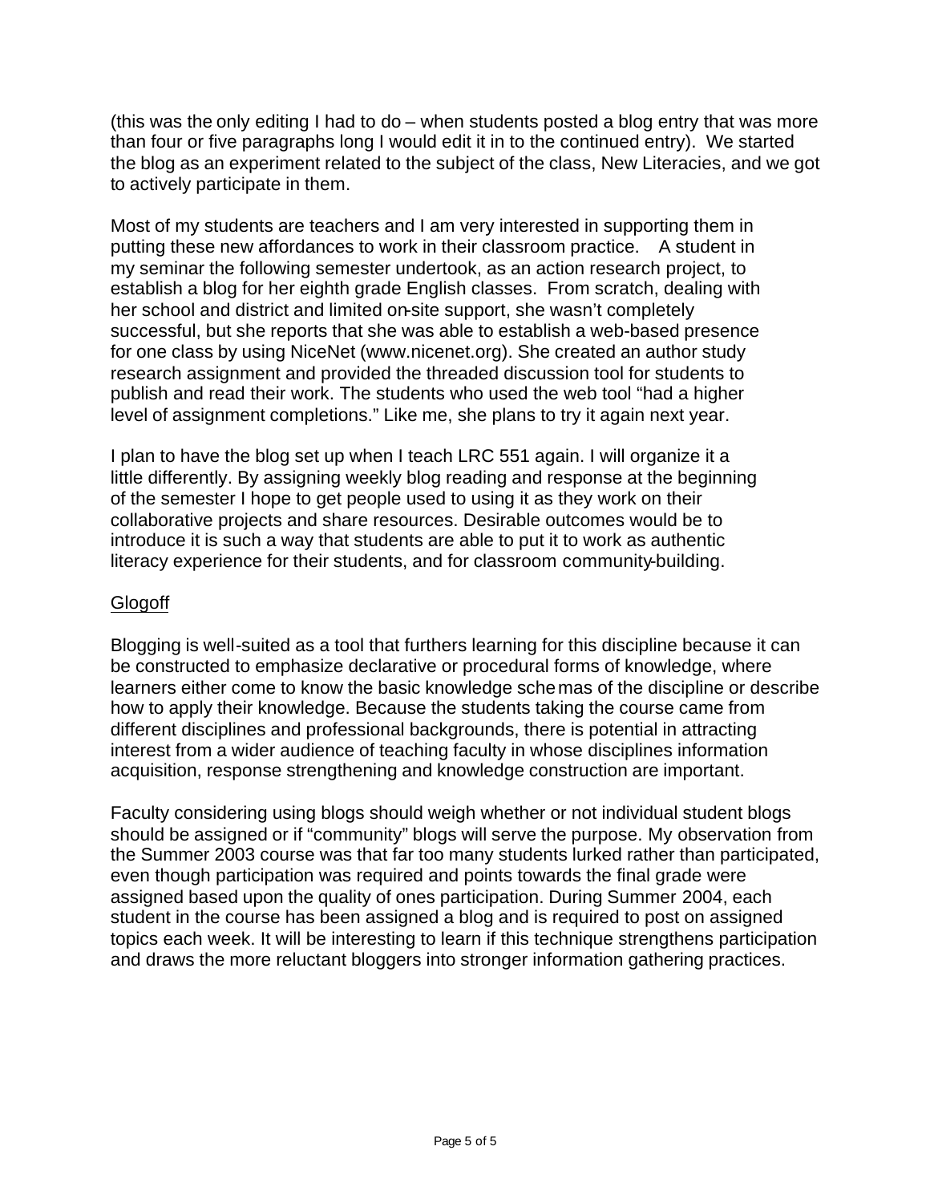(this was the only editing I had to do – when students posted a blog entry that was more than four or five paragraphs long I would edit it in to the continued entry). We started the blog as an experiment related to the subject of the class, New Literacies, and we got to actively participate in them.

Most of my students are teachers and I am very interested in supporting them in putting these new affordances to work in their classroom practice. A student in my seminar the following semester undertook, as an action research project, to establish a blog for her eighth grade English classes. From scratch, dealing with her school and district and limited on-site support, she wasn't completely successful, but she reports that she was able to establish a web-based presence for one class by using NiceNet (www.nicenet.org). She created an author study research assignment and provided the threaded discussion tool for students to publish and read their work. The students who used the web tool "had a higher level of assignment completions." Like me, she plans to try it again next year.

I plan to have the blog set up when I teach LRC 551 again. I will organize it a little differently. By assigning weekly blog reading and response at the beginning of the semester I hope to get people used to using it as they work on their collaborative projects and share resources. Desirable outcomes would be to introduce it is such a way that students are able to put it to work as authentic literacy experience for their students, and for classroom community-building.

Glogoff

Blogging is well-suited as a tool that furthers learning for this discipline because it can be constructed to emphasize declarative or procedural forms of knowledge, where learners either come to know the basic knowledge schemas of the discipline or describe how to apply their knowledge. Because the students taking the course came from different disciplines and professional backgrounds, there is potential in attracting interest from a wider audience of teaching faculty in whose disciplines information acquisition, response strengthening and knowledge construction are important.

Faculty considering using blogs should weigh whether or not individual student blogs should be assigned or if "community" blogs will serve the purpose. My observation from the Summer 2003 course was that far too many students lurked rather than participated, even though participation was required and points towards the final grade were assigned based upon the quality of ones participation. During Summer 2004, each student in the course has been assigned a blog and is required to post on assigned topics each week. It will be interesting to learn if this technique strengthens participation and draws the more reluctant bloggers into stronger information gathering practices.